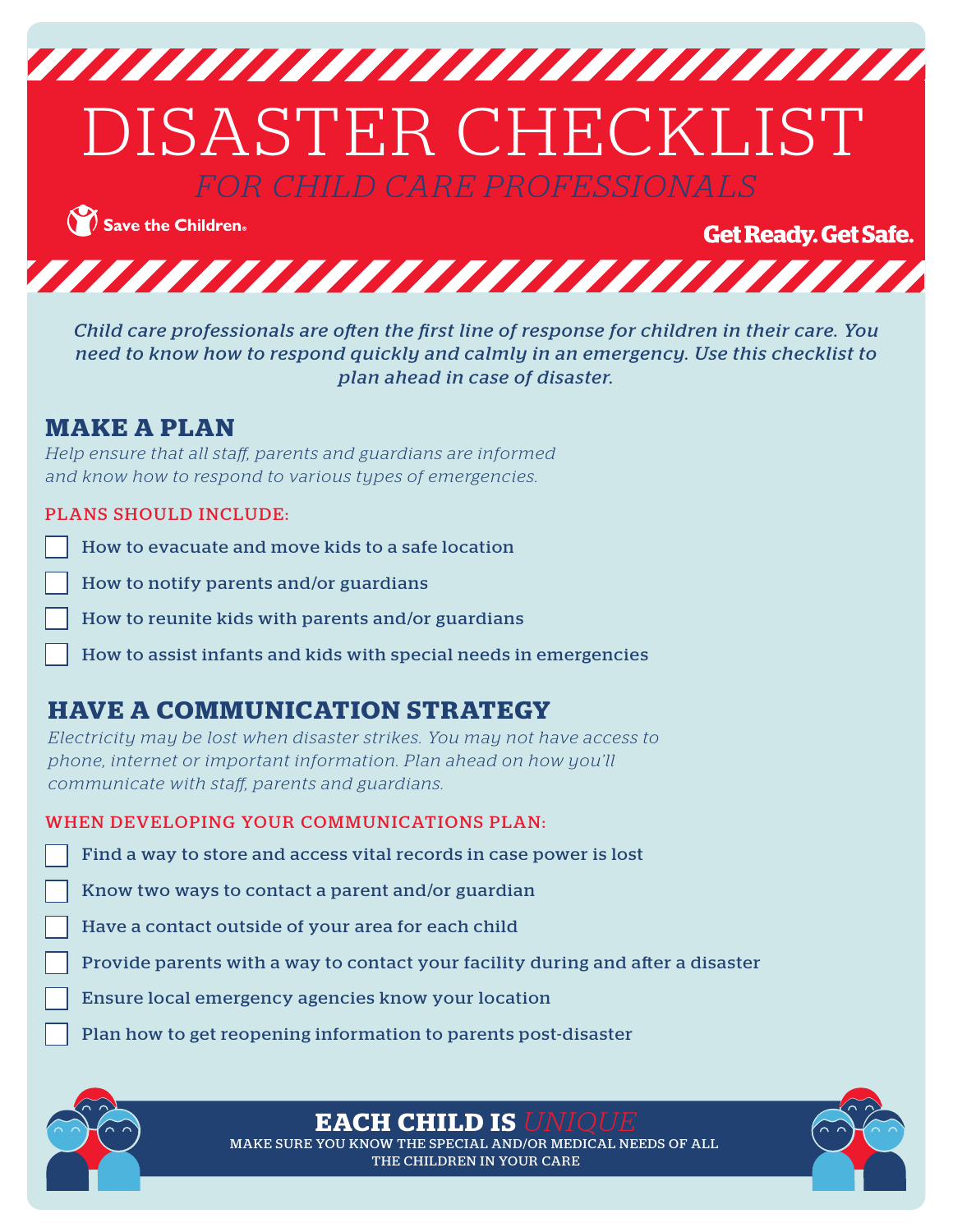# DISASTER CHECKLIST

*FOR CHILD CARE PROFESSIONALS*

Save the Children

**Get Ready. Get Safe.**

*Child care professionals are often the first line of response for children in their care. You need to know how to respond quickly and calmly in an emergency. Use this checklist to plan ahead in case of disaster.*

## MAKE A PLAN

*Help ensure that all staff, parents and guardians are informed and know how to respond to various types of emergencies.*

### PLANS SHOULD INCLUDE:

- [ ] How to evacuate and move kids to a safe location
- [ ] How to notify parents and/or guardians
- [ ] How to reunite kids with parents and/or guardians
- [ ] How to assist infants and kids with special needs in emergencies

## HAVE A COMMUNICATION STRATEGY

*Electricity may be lost when disaster strikes. You may not have access to phone, internet or important information. Plan ahead on how you'll communicate with staff, parents and guardians.*

### WHEN DEVELOPING YOUR COMMUNICATIONS PLAN:

- [ ] Find a way to store and access vital records in case power is lost
- [ ] Know two ways to contact a parent and/or guardian
- [ ] Have a contact outside of your area for each child
- [ ] Provide parents with a way to contact your facility during and after a disaster
- [ ] Ensure local emergency agencies know your location
- [ ] Plan how to get reopening information to parents post-disaster

## EACH CHILD IS *UNIQUE*

MAKE SURE YOU KNOW THE SPECIAL AND/OR MEDICAL NEEDS OF ALL THE CHILDREN IN YOUR CARE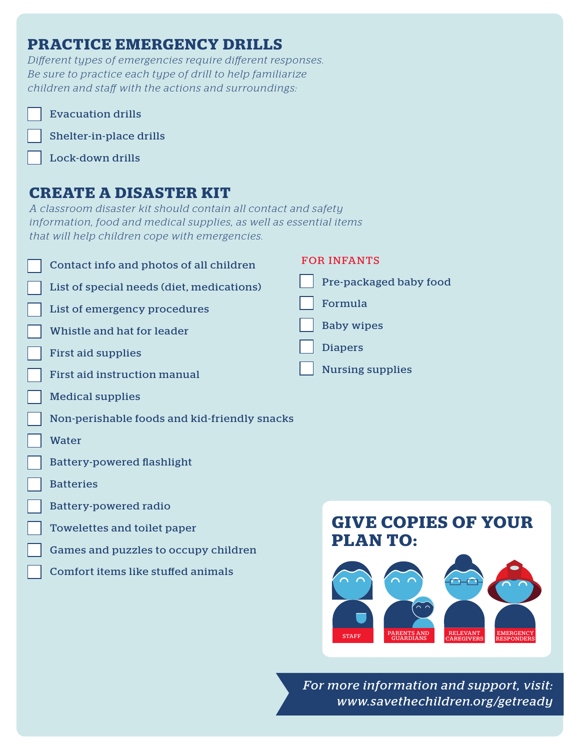## PRACTICE EMERGENCY DRILLS

*Different types of emergencies require different responses. Be sure to practice each type of drill to help familiarize children and staff with the actions and surroundings:*

- [ ] Evacuation drills
- [ ] Shelter-in-place drills
- [ ] Lock-down drills

## CREATE A DISASTER KIT

*A classroom disaster kit should contain all contact and safety information, food and medical supplies, as well as essential items that will help children cope with emergencies.*

- [ ] Contact info and photos of all children
- [ ] List of special needs (diet, medications)
- [ ] List of emergency procedures
- [ ] Whistle and hat for leader
- [ ] First aid supplies
- [ ] First aid instruction manual
- [ ] Medical supplies
- [ ] Non-perishable foods and kid-friendly snacks
- [ ] Water
- [ ] Battery-powered flashlight
- [ ] Batteries
- [ ] Battery-powered radio
- [ ] Towelettes and toilet paper
- [ ] Games and puzzles to occupy children
- [ ] Comfort items like stuffed animals

### FOR INFANTS

- [ ] Pre-packaged baby food
- [ ] Formula
- [ ] Baby wipes
- [ ] Diapers
- [ ] Nursing supplies

## GIVE COPIES OF YOUR PLAN TO:

STAFF

PARENTS AND GUARDIANS

RELEVANT CAREGIVERS

EMERGENCY RESPONDERS

*For more information and support, visit: www.savethechildren.org/getready*